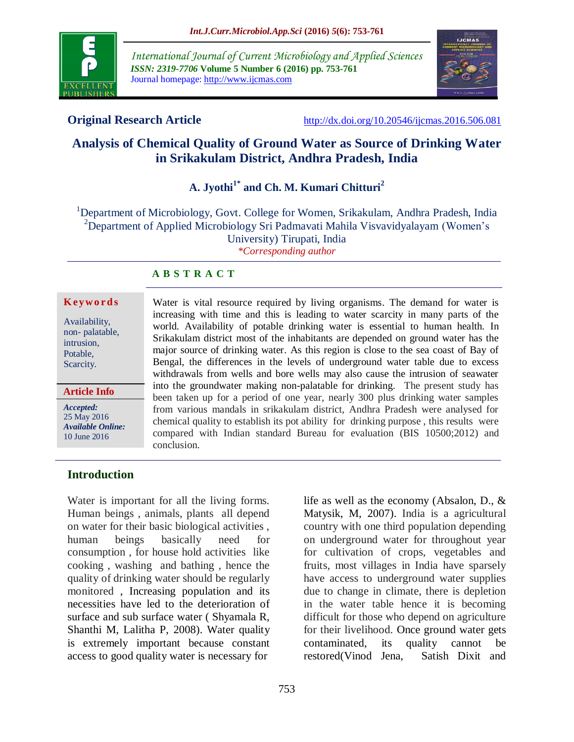**Original Research Article**

http://dx.doi.org/10.20546/ijcmas.2016.506.081

# Analysis of Chemical Quality of Ground Water as Source of Drinking Water in Srikakulam District, Andhra Pradesh, India

**A. Jyothi[1*] and Ch. M. Kumari Chitturi[2]**

[1]Department of Microbiology, Govt. College for Women, Srikakulam, Andhra Pradesh, India
[2]Department of Applied Microbiology Sri Padmavati Mahila Visvavidyalayam (Women's University) Tirupati, India
*Corresponding author

## ABSTRACT

**Keywords**

Availability, non- palatable, intrusion, Potable, Scarcity.

**Article Info**

*Accepted:* 25 May 2016
*Available Online:* 10 June 2016

Water is vital resource required by living organisms. The demand for water is increasing with time and this is leading to water scarcity in many parts of the world. Availability of potable drinking water is essential to human health. In Srikakulam district most of the inhabitants are depended on ground water has the major source of drinking water. As this region is close to the sea coast of Bay of Bengal, the differences in the levels of underground water table due to excess withdrawals from wells and bore wells may also cause the intrusion of seawater into the groundwater making non-palatable for drinking. The present study has been taken up for a period of one year, nearly 300 plus drinking water samples from various mandals in srikakulam district, Andhra Pradesh were analysed for chemical quality to establish its pot ability for drinking purpose , this results were compared with Indian standard Bureau for evaluation (BIS 10500;2012) and conclusion.

## Introduction

Water is important for all the living forms. Human beings , animals, plants all depend on water for their basic biological activities , human beings basically need for consumption , for house hold activities like cooking , washing and bathing , hence the quality of drinking water should be regularly monitored , Increasing population and its necessities have led to the deterioration of surface and sub surface water ( Shyamala R, Shanthi M, Lalitha P, 2008). Water quality is extremely important because constant access to good quality water is necessary for life as well as the economy (Absalon, D., & Matysik, M, 2007). India is a agricultural country with one third population depending on underground water for throughout year for cultivation of crops, vegetables and fruits, most villages in India have sparsely have access to underground water supplies due to change in climate, there is depletion in the water table hence it is becoming difficult for those who depend on agriculture for their livelihood. Once ground water gets contaminated, its quality cannot be restored(Vinod Jena, Satish Dixit and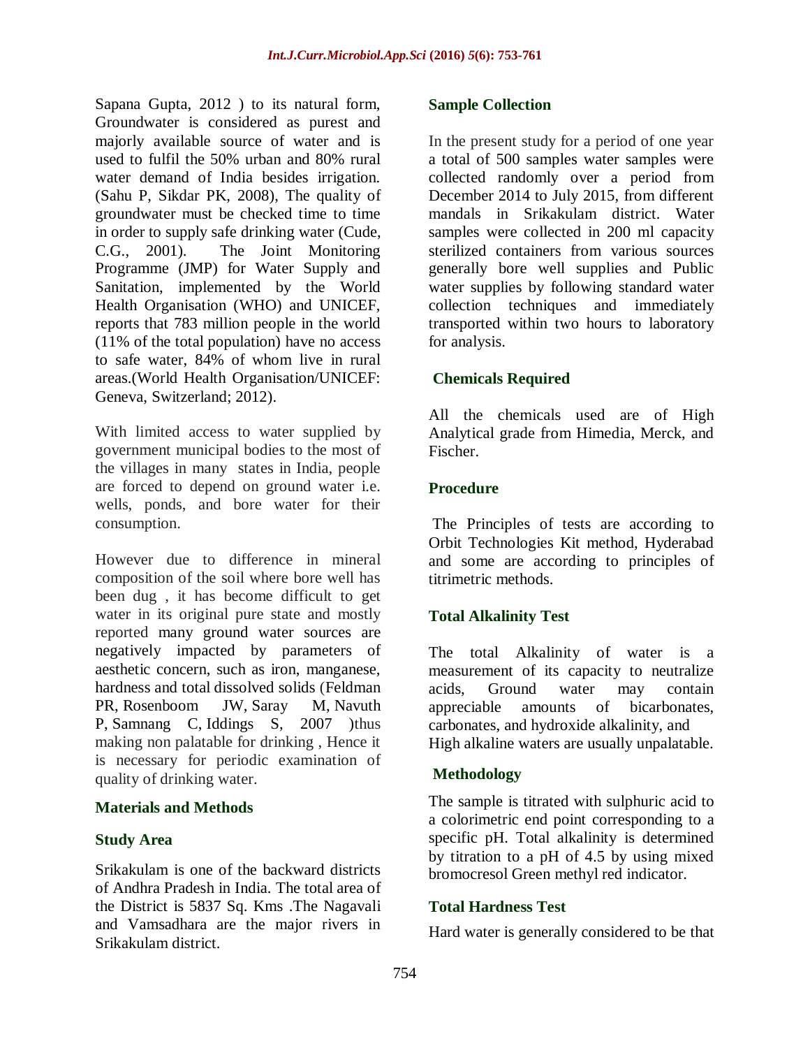Sapana Gupta, 2012 ) to its natural form, Groundwater is considered as purest and majorly available source of water and is used to fulfil the 50% urban and 80% rural water demand of India besides irrigation. (Sahu P, Sikdar PK, 2008), The quality of groundwater must be checked time to time in order to supply safe drinking water (Cude, C.G., 2001). The Joint Monitoring Programme (JMP) for Water Supply and Sanitation, implemented by the World Health Organisation (WHO) and UNICEF, reports that 783 million people in the world (11% of the total population) have no access to safe water, 84% of whom live in rural areas.(World Health Organisation/UNICEF: Geneva, Switzerland; 2012).

With limited access to water supplied by government municipal bodies to the most of the villages in many states in India, people are forced to depend on ground water i.e. wells, ponds, and bore water for their consumption.

However due to difference in mineral composition of the soil where bore well has been dug , it has become difficult to get water in its original pure state and mostly reported many ground water sources are negatively impacted by parameters of aesthetic concern, such as iron, manganese, hardness and total dissolved solids (Feldman PR, Rosenboom JW, Saray M, Navuth P, Samnang C, Iddings S, 2007 )thus making non palatable for drinking , Hence it is necessary for periodic examination of quality of drinking water.

## Materials and Methods

### Study Area

Srikakulam is one of the backward districts of Andhra Pradesh in India. The total area of the District is 5837 Sq. Kms .The Nagavali and Vamsadhara are the major rivers in Srikakulam district.

### Sample Collection

In the present study for a period of one year a total of 500 samples water samples were collected randomly over a period from December 2014 to July 2015, from different mandals in Srikakulam district. Water samples were collected in 200 ml capacity sterilized containers from various sources generally bore well supplies and Public water supplies by following standard water collection techniques and immediately transported within two hours to laboratory for analysis.

### Chemicals Required

All the chemicals used are of High Analytical grade from Himedia, Merck, and Fischer.

### Procedure

The Principles of tests are according to Orbit Technologies Kit method, Hyderabad and some are according to principles of titrimetric methods.

### Total Alkalinity Test

The total Alkalinity of water is a measurement of its capacity to neutralize acids, Ground water may contain appreciable amounts of bicarbonates, carbonates, and hydroxide alkalinity, and High alkaline waters are usually unpalatable.

### Methodology

The sample is titrated with sulphuric acid to a colorimetric end point corresponding to a specific pH. Total alkalinity is determined by titration to a pH of 4.5 by using mixed bromocresol Green methyl red indicator.

### Total Hardness Test

Hard water is generally considered to be that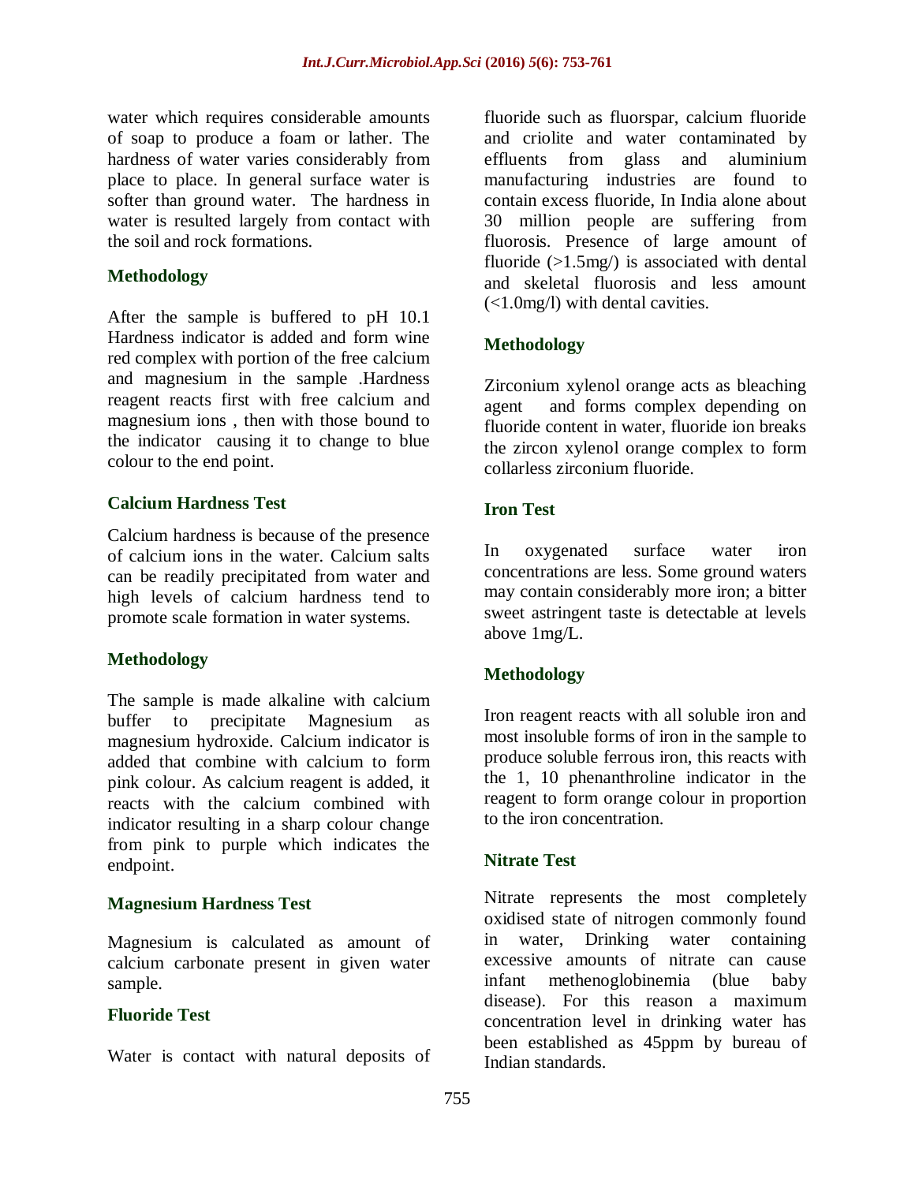water which requires considerable amounts of soap to produce a foam or lather. The hardness of water varies considerably from place to place. In general surface water is softer than ground water. The hardness in water is resulted largely from contact with the soil and rock formations.

### Methodology

After the sample is buffered to pH 10.1 Hardness indicator is added and form wine red complex with portion of the free calcium and magnesium in the sample .Hardness reagent reacts first with free calcium and magnesium ions , then with those bound to the indicator causing it to change to blue colour to the end point.

### Calcium Hardness Test

Calcium hardness is because of the presence of calcium ions in the water. Calcium salts can be readily precipitated from water and high levels of calcium hardness tend to promote scale formation in water systems.

### Methodology

The sample is made alkaline with calcium buffer to precipitate Magnesium as magnesium hydroxide. Calcium indicator is added that combine with calcium to form pink colour. As calcium reagent is added, it reacts with the calcium combined with indicator resulting in a sharp colour change from pink to purple which indicates the endpoint.

### Magnesium Hardness Test

Magnesium is calculated as amount of calcium carbonate present in given water sample.

### Fluoride Test

Water is contact with natural deposits of fluoride such as fluorspar, calcium fluoride and criolite and water contaminated by effluents from glass and aluminium manufacturing industries are found to contain excess fluoride, In India alone about 30 million people are suffering from fluorosis. Presence of large amount of fluoride (>1.5mg/) is associated with dental and skeletal fluorosis and less amount (<1.0mg/l) with dental cavities.

### Methodology

Zirconium xylenol orange acts as bleaching agent and forms complex depending on fluoride content in water, fluoride ion breaks the zircon xylenol orange complex to form collarless zirconium fluoride.

### Iron Test

In oxygenated surface water iron concentrations are less. Some ground waters may contain considerably more iron; a bitter sweet astringent taste is detectable at levels above 1mg/L.

### Methodology

Iron reagent reacts with all soluble iron and most insoluble forms of iron in the sample to produce soluble ferrous iron, this reacts with the 1, 10 phenanthroline indicator in the reagent to form orange colour in proportion to the iron concentration.

### Nitrate Test

Nitrate represents the most completely oxidised state of nitrogen commonly found in water, Drinking water containing excessive amounts of nitrate can cause infant methenoglobinemia (blue baby disease). For this reason a maximum concentration level in drinking water has been established as 45ppm by bureau of Indian standards.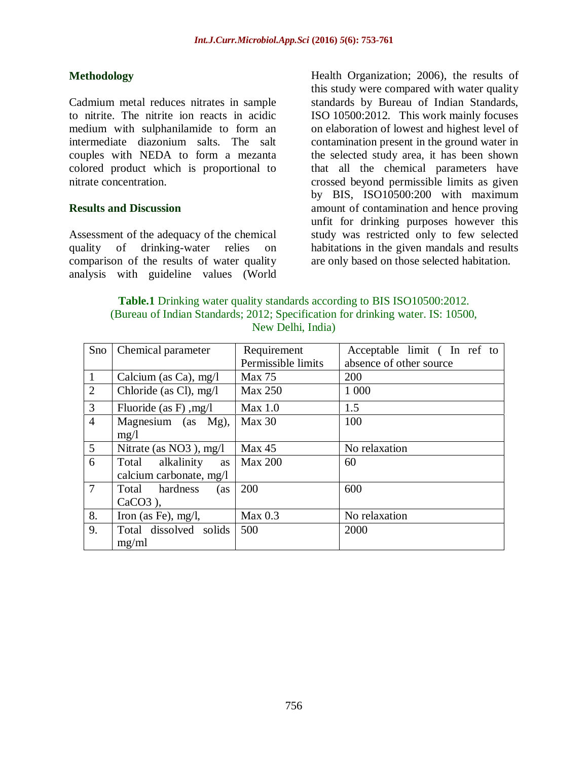## Methodology

Cadmium metal reduces nitrates in sample to nitrite. The nitrite ion reacts in acidic medium with sulphanilamide to form an intermediate diazonium salts. The salt couples with NEDA to form a mezanta colored product which is proportional to nitrate concentration.

## Results and Discussion

Assessment of the adequacy of the chemical quality of drinking-water relies on comparison of the results of water quality analysis with guideline values (World Health Organization; 2006), the results of this study were compared with water quality standards by Bureau of Indian Standards, ISO 10500:2012. This work mainly focuses on elaboration of lowest and highest level of contamination present in the ground water in the selected study area, it has been shown that all the chemical parameters have crossed beyond permissible limits as given by BIS, ISO10500:200 with maximum amount of contamination and hence proving unfit for drinking purposes however this study was restricted only to few selected habitations in the given mandals and results are only based on those selected habitation.

**Table.1** Drinking water quality standards according to BIS ISO10500:2012. (Bureau of Indian Standards; 2012; Specification for drinking water. IS: 10500, New Delhi, India)

| Sno | Chemical parameter | Requirement Permissible limits | Acceptable limit ( In ref to absence of other source |
|---|---|---|---|
| 1 | Calcium (as Ca), mg/l | Max 75 | 200 |
| 2 | Chloride (as Cl), mg/l | Max 250 | 1 000 |
| 3 | Fluoride (as F) ,mg/l | Max 1.0 | 1.5 |
| 4 | Magnesium (as Mg), mg/l | Max 30 | 100 |
| 5 | Nitrate (as NO3 ), mg/l | Max 45 | No relaxation |
| 6 | Total alkalinity as calcium carbonate, mg/l | Max 200 | 60 |
| 7 | Total hardness (as CaCO3 ), | 200 | 600 |
| 8. | Iron (as Fe), mg/l, | Max 0.3 | No relaxation |
| 9. | Total dissolved solids mg/ml | 500 | 2000 |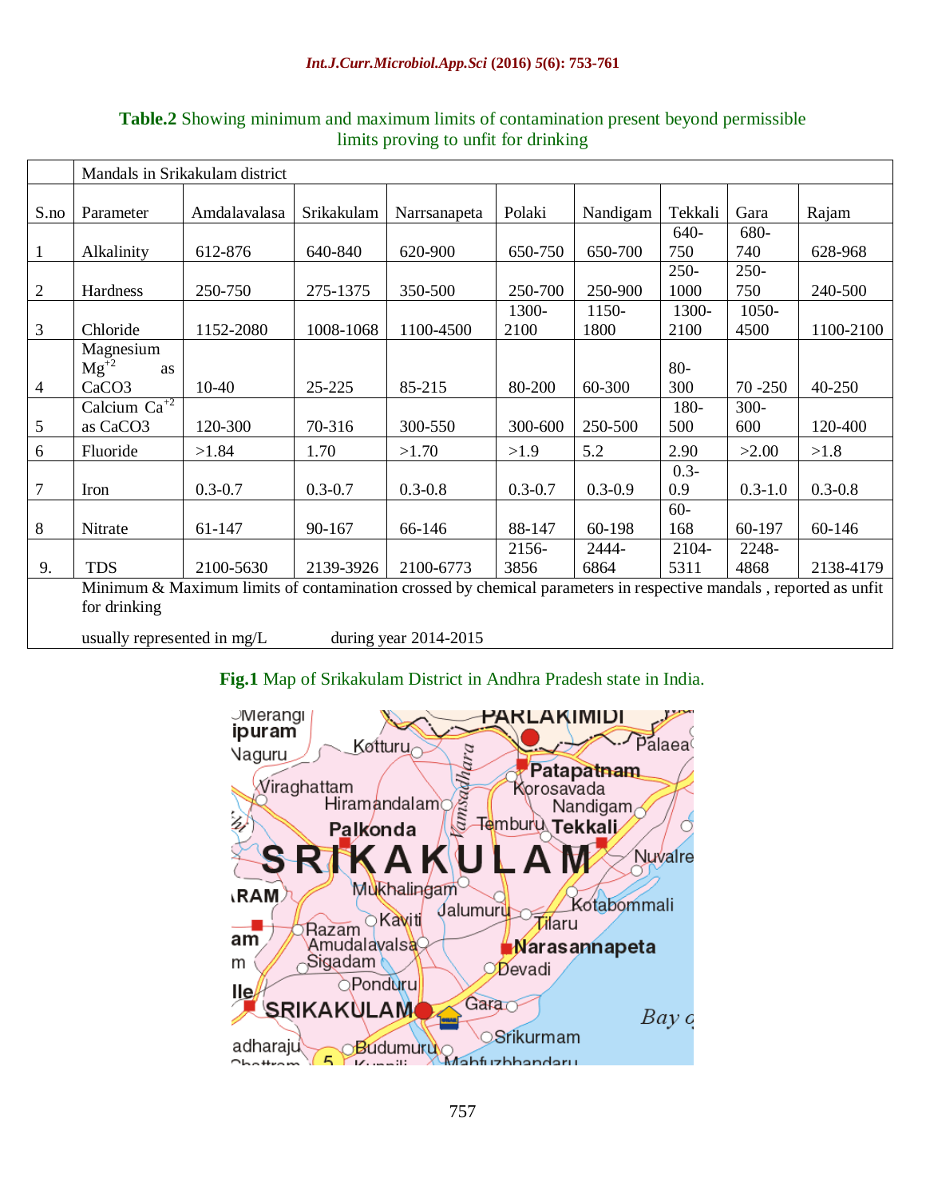**Table.2** Showing minimum and maximum limits of contamination present beyond permissible limits proving to unfit for drinking

| S.no | Parameter | Amdalavalasa | Srikakulam | Narrsanapeta | Polaki | Nandigam | Tekkali | Gara | Rajam |
|---|---|---|---|---|---|---|---|---|---|
| | Mandals in Srikakulam district | | | | | | | | |
| 1 | Alkalinity | 612-876 | 640-840 | 620-900 | 650-750 | 650-700 | 640-750 | 680-740 | 628-968 |
| 2 | Hardness | 250-750 | 275-1375 | 350-500 | 250-700 | 250-900 | 250-1000 | 250-750 | 240-500 |
| 3 | Chloride | 1152-2080 | 1008-1068 | 1100-4500 | 1300-2100 | 1150-1800 | 1300-2100 | 1050-4500 | 1100-2100 |
| 4 | Magnesium $Mg^{+2}$ as $CaCO_3$ | 10-40 | 25-225 | 85-215 | 80-200 | 60-300 | 80-300 | 70 -250 | 40-250 |
| 5 | Calcium $Ca^{+2}$ as $CaCO_3$ | 120-300 | 70-316 | 300-550 | 300-600 | 250-500 | 180-500 | 300-600 | 120-400 |
| 6 | Fluoride | >1.84 | 1.70 | >1.70 | >1.9 | 5.2 | 2.90 | >2.00 | >1.8 |
| 7 | Iron | 0.3-0.7 | 0.3-0.7 | 0.3-0.8 | 0.3-0.7 | 0.3-0.9 | 0.3-0.9 | 0.3-1.0 | 0.3-0.8 |
| 8 | Nitrate | 61-147 | 90-167 | 66-146 | 88-147 | 60-198 | 60-168 | 60-197 | 60-146 |
| 9. | TDS | 2100-5630 | 2139-3926 | 2100-6773 | 2156-3856 | 2444-6864 | 2104-5311 | 2248-4868 | 2138-4179 |

Minimum & Maximum limits of contamination crossed by chemical parameters in respective mandals , reported as unfit for drinking

usually represented in mg/L during year 2014-2015

**Fig.1** Map of Srikakulam District in Andhra Pradesh state in India.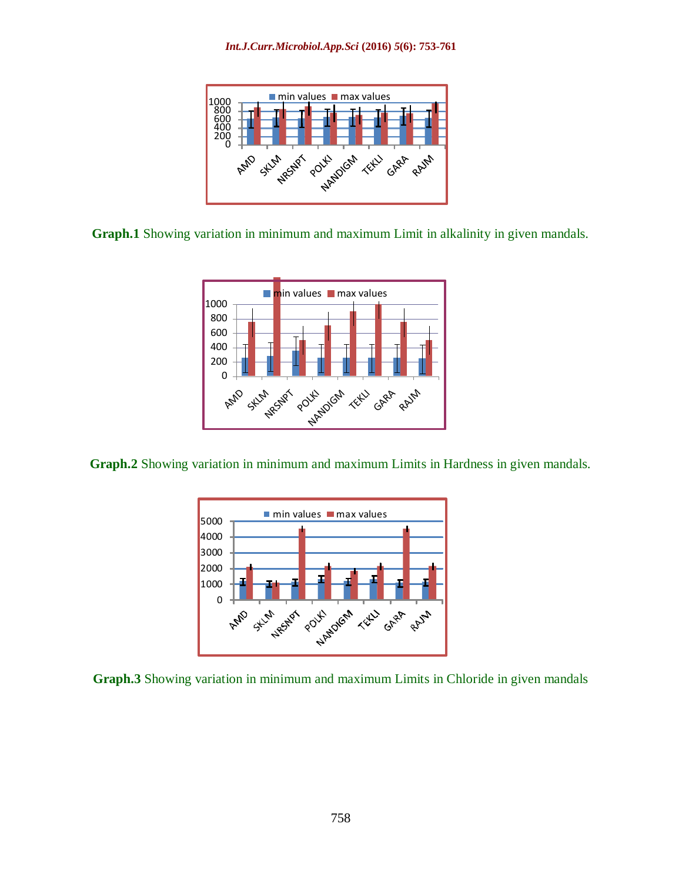**Graph.1** Showing variation in minimum and maximum Limit in alkalinity in given mandals.

**Graph.2** Showing variation in minimum and maximum Limits in Hardness in given mandals.

**Graph.3** Showing variation in minimum and maximum Limits in Chloride in given mandals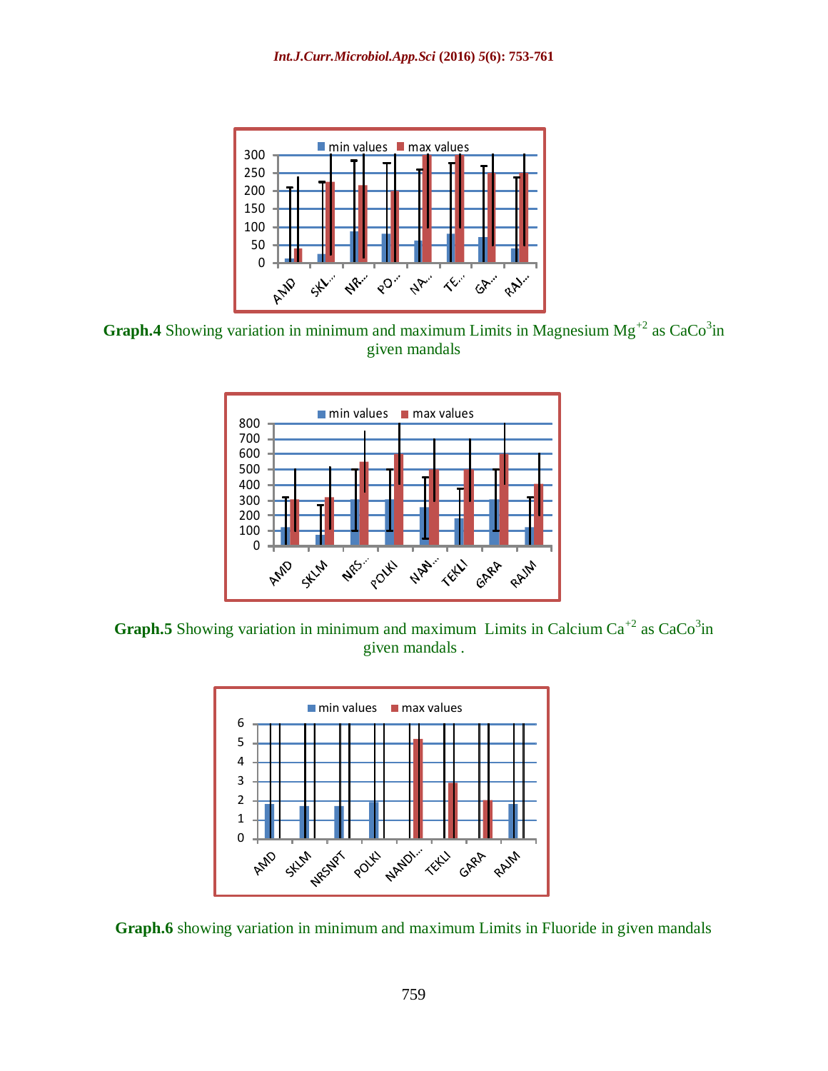**Graph.4** Showing variation in minimum and maximum Limits in Magnesium $Mg^{+2}$ as $CaCo^3$in given mandals

**Graph.5** Showing variation in minimum and maximum Limits in Calcium $Ca^{+2}$ as $CaCo^3$in given mandals .

**Graph.6** showing variation in minimum and maximum Limits in Fluoride in given mandals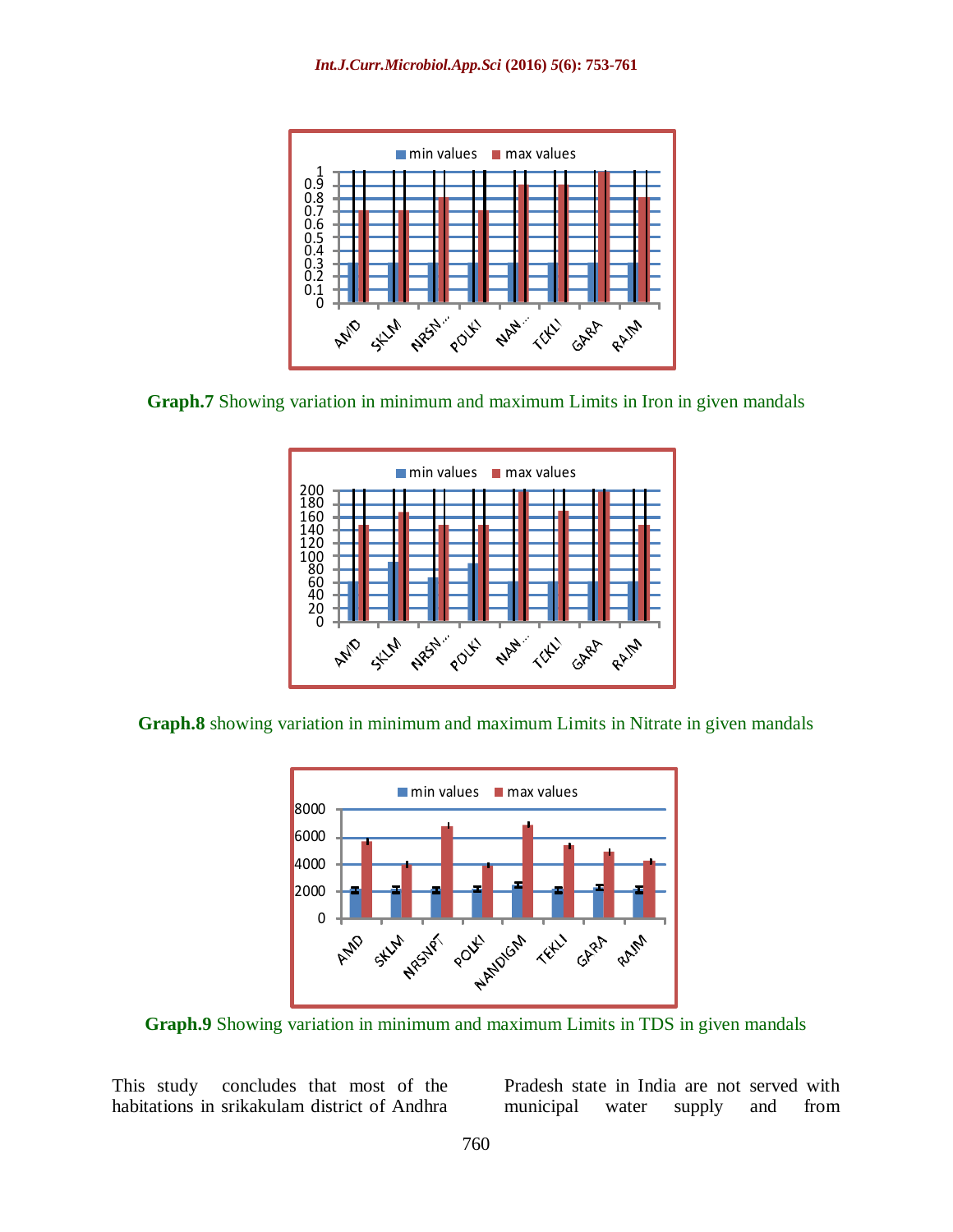**Graph.7** Showing variation in minimum and maximum Limits in Iron in given mandals

**Graph.8** showing variation in minimum and maximum Limits in Nitrate in given mandals

**Graph.9** Showing variation in minimum and maximum Limits in TDS in given mandals

This study concludes that most of the habitations in srikakulam district of Andhra Pradesh state in India are not served with municipal water supply and from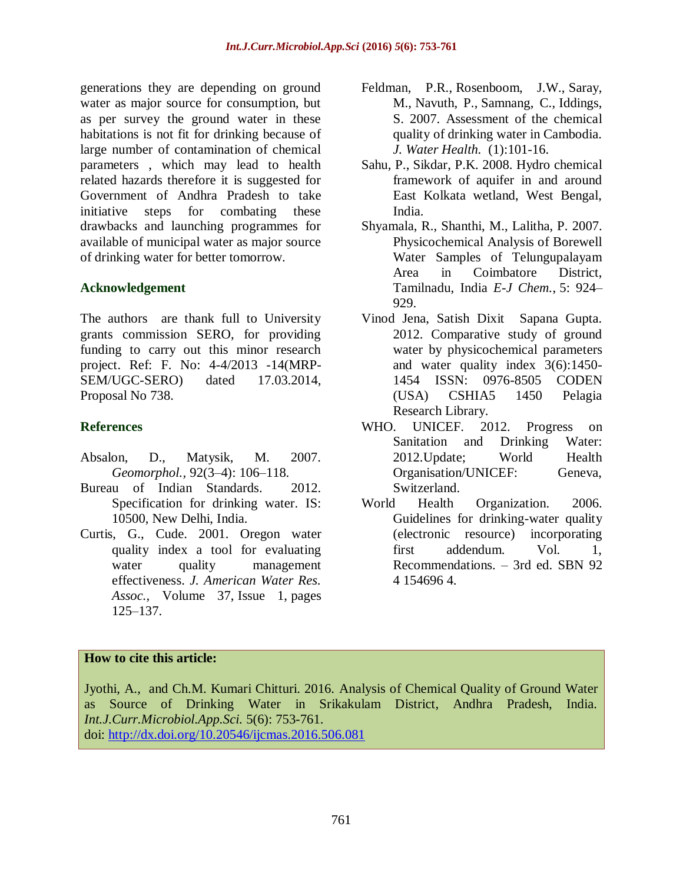generations they are depending on ground water as major source for consumption, but as per survey the ground water in these habitations is not fit for drinking because of large number of contamination of chemical parameters , which may lead to health related hazards therefore it is suggested for Government of Andhra Pradesh to take initiative steps for combating these drawbacks and launching programmes for available of municipal water as major source of drinking water for better tomorrow.

## Acknowledgement

The authors are thank full to University grants commission SERO, for providing funding to carry out this minor research project. Ref: F. No: 4-4/2013 -14(MRP-SEM/UGC-SERO) dated 17.03.2014, Proposal No 738.

## References

Absalon, D., Matysik, M. 2007. *Geomorphol.*, 92(3–4): 106–118.

Bureau of Indian Standards. 2012. Specification for drinking water. IS: 10500, New Delhi, India.

Curtis, G., Cude. 2001. Oregon water quality index a tool for evaluating water quality management effectiveness. *J. American Water Res. Assoc.,* Volume 37, Issue 1, pages 125–137.

Feldman, P.R., Rosenboom, J.W., Saray, M., Navuth, P., Samnang, C., Iddings, S. 2007. Assessment of the chemical quality of drinking water in Cambodia. *J. Water Health.* (1):101-16.

Sahu, P., Sikdar, P.K. 2008. Hydro chemical framework of aquifer in and around East Kolkata wetland, West Bengal, India.

Shyamala, R., Shanthi, M., Lalitha, P. 2007. Physicochemical Analysis of Borewell Water Samples of Telungupalayam Area in Coimbatore District, Tamilnadu, India *E-J Chem.*, 5: 924–929.

Vinod Jena, Satish Dixit Sapana Gupta. 2012. Comparative study of ground water by physicochemical parameters and water quality index 3(6):1450-1454 ISSN: 0976-8505 CODEN (USA) CSHIA5 1450 Pelagia Research Library.

WHO. UNICEF. 2012. Progress on Sanitation and Drinking Water: 2012.Update; World Health Organisation/UNICEF: Geneva, Switzerland.

World Health Organization. 2006. Guidelines for drinking-water quality (electronic resource) incorporating first addendum. Vol. 1, Recommendations. – 3rd ed. SBN 92 4 154696 4.

**How to cite this article:**

Jyothi, A., and Ch.M. Kumari Chitturi. 2016. Analysis of Chemical Quality of Ground Water as Source of Drinking Water in Srikakulam District, Andhra Pradesh, India. *Int.J.Curr.Microbiol.App.Sci.* 5(6): 753-761.
doi: http://dx.doi.org/10.20546/ijcmas.2016.506.081